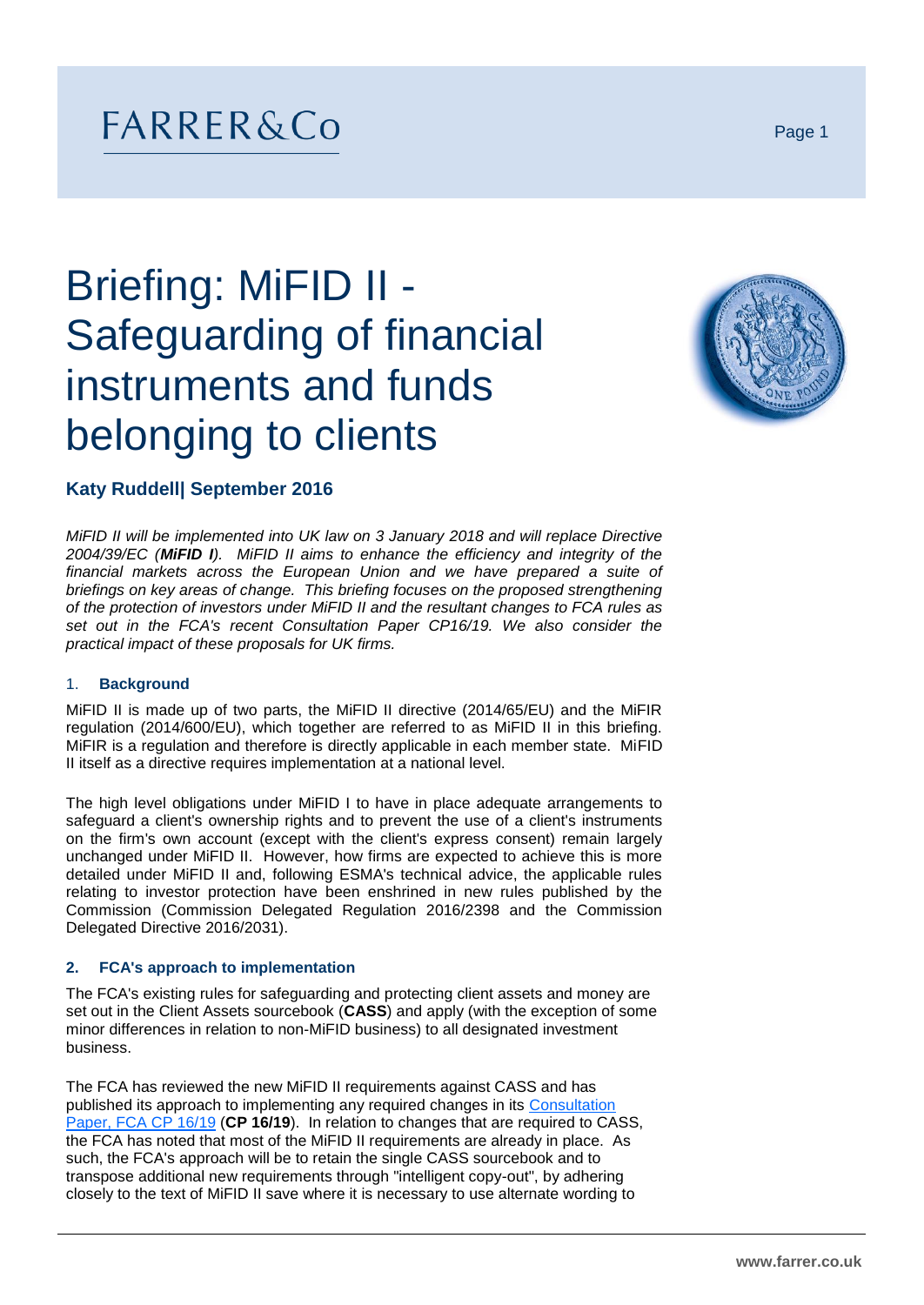FARRER&Co

# Briefing: MiFID II - Safeguarding of financial instruments and funds belonging to clients

**Katy Ruddell| September 2016**

*MiFID II will be implemented into UK law on 3 January 2018 and will replace Directive 2004/39/EC (**MiFID I**). MiFID II aims to enhance the efficiency and integrity of the financial markets across the European Union and we have prepared a suite of briefings on key areas of change. This briefing focuses on the proposed strengthening of the protection of investors under MiFID II and the resultant changes to FCA rules as set out in the FCA's recent Consultation Paper CP16/19. We also consider the practical impact of these proposals for UK firms.*

## 1. Background

MiFID II is made up of two parts, the MiFID II directive (2014/65/EU) and the MiFIR regulation (2014/600/EU), which together are referred to as MiFID II in this briefing. MiFIR is a regulation and therefore is directly applicable in each member state. MiFID II itself as a directive requires implementation at a national level.

The high level obligations under MiFID I to have in place adequate arrangements to safeguard a client's ownership rights and to prevent the use of a client's instruments on the firm's own account (except with the client's express consent) remain largely unchanged under MiFID II. However, how firms are expected to achieve this is more detailed under MiFID II and, following ESMA's technical advice, the applicable rules relating to investor protection have been enshrined in new rules published by the Commission (Commission Delegated Regulation 2016/2398 and the Commission Delegated Directive 2016/2031).

## 2. FCA's approach to implementation

The FCA's existing rules for safeguarding and protecting client assets and money are set out in the Client Assets sourcebook (**CASS**) and apply (with the exception of some minor differences in relation to non-MiFID business) to all designated investment business.

The FCA has reviewed the new MiFID II requirements against CASS and has published its approach to implementing any required changes in its Consultation Paper, FCA CP 16/19 (**CP 16/19**). In relation to changes that are required to CASS, the FCA has noted that most of the MiFID II requirements are already in place. As such, the FCA's approach will be to retain the single CASS sourcebook and to transpose additional new requirements through "intelligent copy-out", by adhering closely to the text of MiFID II save where it is necessary to use alternate wording to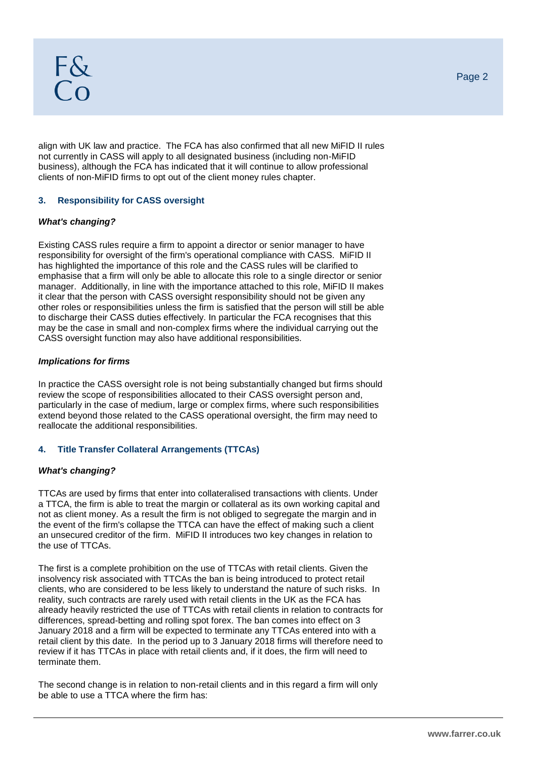align with UK law and practice. The FCA has also confirmed that all new MiFID II rules not currently in CASS will apply to all designated business (including non-MiFID business), although the FCA has indicated that it will continue to allow professional clients of non-MiFID firms to opt out of the client money rules chapter.

### 3. Responsibility for CASS oversight

***What's changing?***

Existing CASS rules require a firm to appoint a director or senior manager to have responsibility for oversight of the firm's operational compliance with CASS. MiFID II has highlighted the importance of this role and the CASS rules will be clarified to emphasise that a firm will only be able to allocate this role to a single director or senior manager. Additionally, in line with the importance attached to this role, MiFID II makes it clear that the person with CASS oversight responsibility should not be given any other roles or responsibilities unless the firm is satisfied that the person will still be able to discharge their CASS duties effectively. In particular the FCA recognises that this may be the case in small and non-complex firms where the individual carrying out the CASS oversight function may also have additional responsibilities.

***Implications for firms***

In practice the CASS oversight role is not being substantially changed but firms should review the scope of responsibilities allocated to their CASS oversight person and, particularly in the case of medium, large or complex firms, where such responsibilities extend beyond those related to the CASS operational oversight, the firm may need to reallocate the additional responsibilities.

### 4. Title Transfer Collateral Arrangements (TTCAs)

***What's changing?***

TTCAs are used by firms that enter into collateralised transactions with clients. Under a TTCA, the firm is able to treat the margin or collateral as its own working capital and not as client money. As a result the firm is not obliged to segregate the margin and in the event of the firm's collapse the TTCA can have the effect of making such a client an unsecured creditor of the firm. MiFID II introduces two key changes in relation to the use of TTCAs.

The first is a complete prohibition on the use of TTCAs with retail clients. Given the insolvency risk associated with TTCAs the ban is being introduced to protect retail clients, who are considered to be less likely to understand the nature of such risks. In reality, such contracts are rarely used with retail clients in the UK as the FCA has already heavily restricted the use of TTCAs with retail clients in relation to contracts for differences, spread-betting and rolling spot forex. The ban comes into effect on 3 January 2018 and a firm will be expected to terminate any TTCAs entered into with a retail client by this date. In the period up to 3 January 2018 firms will therefore need to review if it has TTCAs in place with retail clients and, if it does, the firm will need to terminate them.

The second change is in relation to non-retail clients and in this regard a firm will only be able to use a TTCA where the firm has: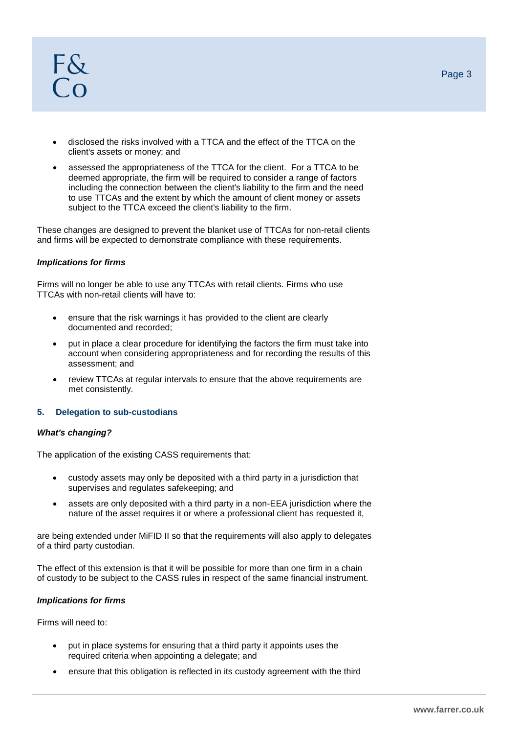- disclosed the risks involved with a TTCA and the effect of the TTCA on the client's assets or money; and
- assessed the appropriateness of the TTCA for the client. For a TTCA to be deemed appropriate, the firm will be required to consider a range of factors including the connection between the client's liability to the firm and the need to use TTCAs and the extent by which the amount of client money or assets subject to the TTCA exceed the client's liability to the firm.

These changes are designed to prevent the blanket use of TTCAs for non-retail clients and firms will be expected to demonstrate compliance with these requirements.

***Implications for firms***

Firms will no longer be able to use any TTCAs with retail clients. Firms who use TTCAs with non-retail clients will have to:

- ensure that the risk warnings it has provided to the client are clearly documented and recorded;
- put in place a clear procedure for identifying the factors the firm must take into account when considering appropriateness and for recording the results of this assessment; and
- review TTCAs at regular intervals to ensure that the above requirements are met consistently.

### 5. Delegation to sub-custodians

***What's changing?***

The application of the existing CASS requirements that:

- custody assets may only be deposited with a third party in a jurisdiction that supervises and regulates safekeeping; and
- assets are only deposited with a third party in a non-EEA jurisdiction where the nature of the asset requires it or where a professional client has requested it,

are being extended under MiFID II so that the requirements will also apply to delegates of a third party custodian.

The effect of this extension is that it will be possible for more than one firm in a chain of custody to be subject to the CASS rules in respect of the same financial instrument.

***Implications for firms***

Firms will need to:

- put in place systems for ensuring that a third party it appoints uses the required criteria when appointing a delegate; and
- ensure that this obligation is reflected in its custody agreement with the third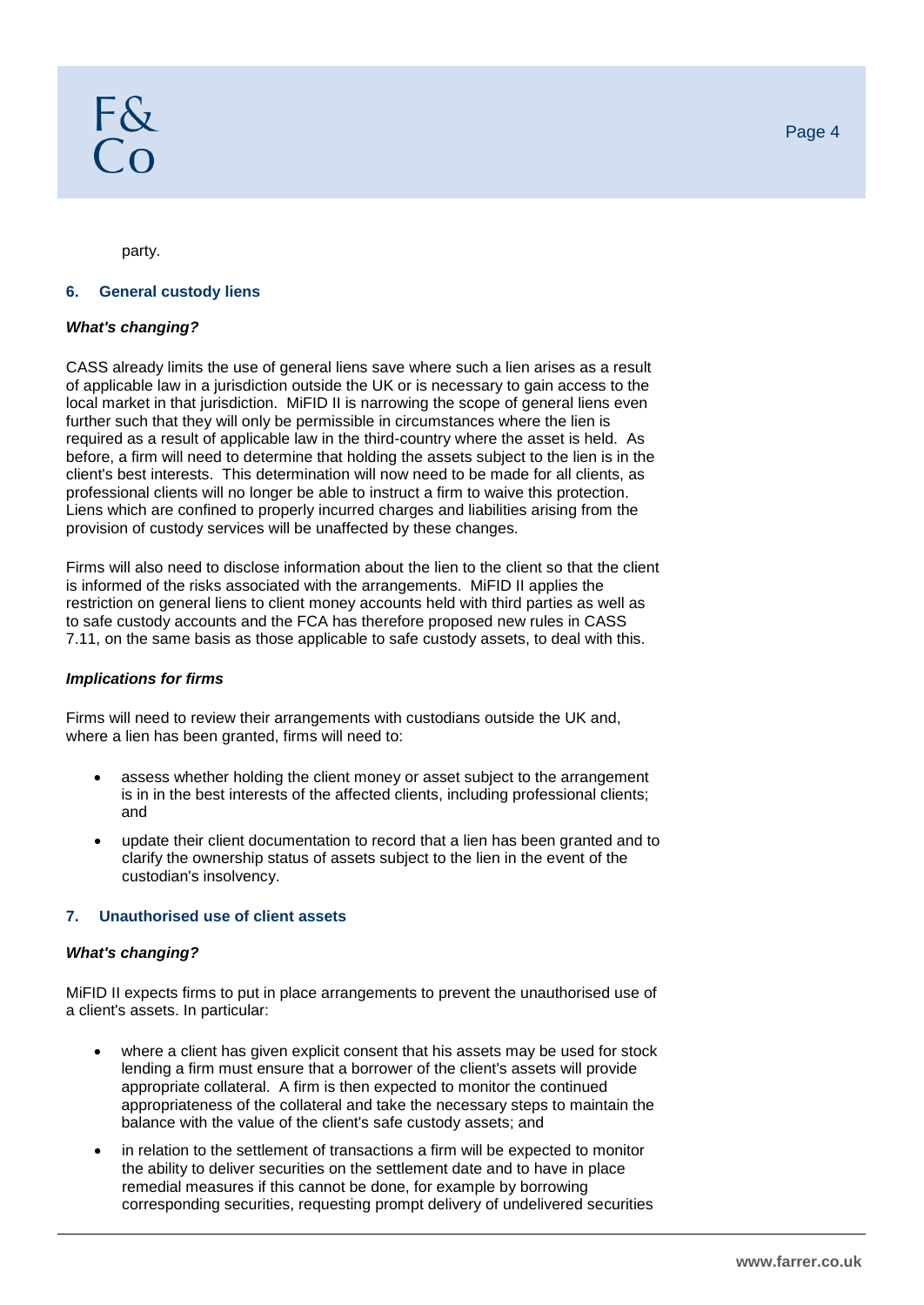party.

### 6. General custody liens

***What's changing?***

CASS already limits the use of general liens save where such a lien arises as a result of applicable law in a jurisdiction outside the UK or is necessary to gain access to the local market in that jurisdiction. MiFID II is narrowing the scope of general liens even further such that they will only be permissible in circumstances where the lien is required as a result of applicable law in the third-country where the asset is held. As before, a firm will need to determine that holding the assets subject to the lien is in the client's best interests. This determination will now need to be made for all clients, as professional clients will no longer be able to instruct a firm to waive this protection. Liens which are confined to properly incurred charges and liabilities arising from the provision of custody services will be unaffected by these changes.

Firms will also need to disclose information about the lien to the client so that the client is informed of the risks associated with the arrangements. MiFID II applies the restriction on general liens to client money accounts held with third parties as well as to safe custody accounts and the FCA has therefore proposed new rules in CASS 7.11, on the same basis as those applicable to safe custody assets, to deal with this.

***Implications for firms***

Firms will need to review their arrangements with custodians outside the UK and, where a lien has been granted, firms will need to:

- assess whether holding the client money or asset subject to the arrangement is in the best interests of the affected clients, including professional clients; and
- update their client documentation to record that a lien has been granted and to clarify the ownership status of assets subject to the lien in the event of the custodian's insolvency.

### 7. Unauthorised use of client assets

***What's changing?***

MiFID II expects firms to put in place arrangements to prevent the unauthorised use of a client's assets. In particular:

- where a client has given explicit consent that his assets may be used for stock lending a firm must ensure that a borrower of the client's assets will provide appropriate collateral. A firm is then expected to monitor the continued appropriateness of the collateral and take the necessary steps to maintain the balance with the value of the client's safe custody assets; and
- in relation to the settlement of transactions a firm will be expected to monitor the ability to deliver securities on the settlement date and to have in place remedial measures if this cannot be done, for example by borrowing corresponding securities, requesting prompt delivery of undelivered securities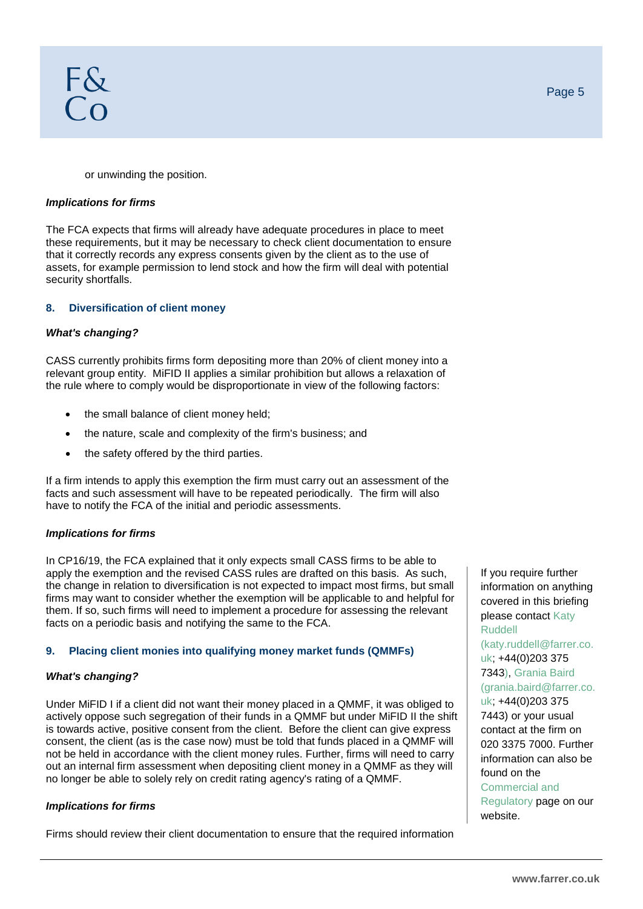or unwinding the position.

***Implications for firms***

The FCA expects that firms will already have adequate procedures in place to meet these requirements, but it may be necessary to check client documentation to ensure that it correctly records any express consents given by the client as to the use of assets, for example permission to lend stock and how the firm will deal with potential security shortfalls.

### 8. Diversification of client money

***What's changing?***

CASS currently prohibits firms form depositing more than 20% of client money into a relevant group entity. MiFID II applies a similar prohibition but allows a relaxation of the rule where to comply would be disproportionate in view of the following factors:

- the small balance of client money held;
- the nature, scale and complexity of the firm's business; and
- the safety offered by the third parties.

If a firm intends to apply this exemption the firm must carry out an assessment of the facts and such assessment will have to be repeated periodically. The firm will also have to notify the FCA of the initial and periodic assessments.

***Implications for firms***

In CP16/19, the FCA explained that it only expects small CASS firms to be able to apply the exemption and the revised CASS rules are drafted on this basis. As such, the change in relation to diversification is not expected to impact most firms, but small firms may want to consider whether the exemption will be applicable to and helpful for them. If so, such firms will need to implement a procedure for assessing the relevant facts on a periodic basis and notifying the same to the FCA.

### 9. Placing client monies into qualifying money market funds (QMMFs)

***What's changing?***

Under MiFID I if a client did not want their money placed in a QMMF, it was obliged to actively oppose such segregation of their funds in a QMMF but under MiFID II the shift is towards active, positive consent from the client. Before the client can give express consent, the client (as is the case now) must be told that funds placed in a QMMF will not be held in accordance with the client money rules. Further, firms will need to carry out an internal firm assessment when depositing client money in a QMMF as they will no longer be able to solely rely on credit rating agency's rating of a QMMF.

***Implications for firms***

Firms should review their client documentation to ensure that the required information

If you require further information on anything covered in this briefing please contact Katy Ruddell (katy.ruddell@farrer.co.uk; +44(0)203 375 7343), Grania Baird (grania.baird@farrer.co.uk; +44(0)203 375 7443) or your usual contact at the firm on 020 3375 7000. Further information can also be found on the Commercial and Regulatory page on our website.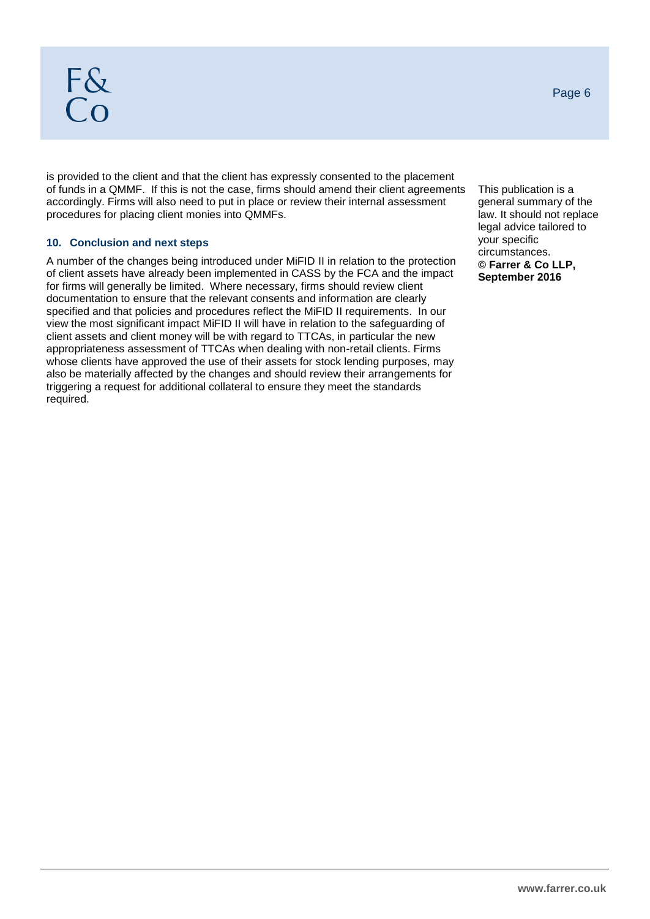is provided to the client and that the client has expressly consented to the placement of funds in a QMMF. If this is not the case, firms should amend their client agreements accordingly. Firms will also need to put in place or review their internal assessment procedures for placing client monies into QMMFs.

### 10. Conclusion and next steps

A number of the changes being introduced under MiFID II in relation to the protection of client assets have already been implemented in CASS by the FCA and the impact for firms will generally be limited. Where necessary, firms should review client documentation to ensure that the relevant consents and information are clearly specified and that policies and procedures reflect the MiFID II requirements. In our view the most significant impact MiFID II will have in relation to the safeguarding of client assets and client money will be with regard to TTCAs, in particular the new appropriateness assessment of TTCAs when dealing with non-retail clients. Firms whose clients have approved the use of their assets for stock lending purposes, may also be materially affected by the changes and should review their arrangements for triggering a request for additional collateral to ensure they meet the standards required.

This publication is a general summary of the law. It should not replace legal advice tailored to your specific circumstances.

**© Farrer & Co LLP, September 2016**